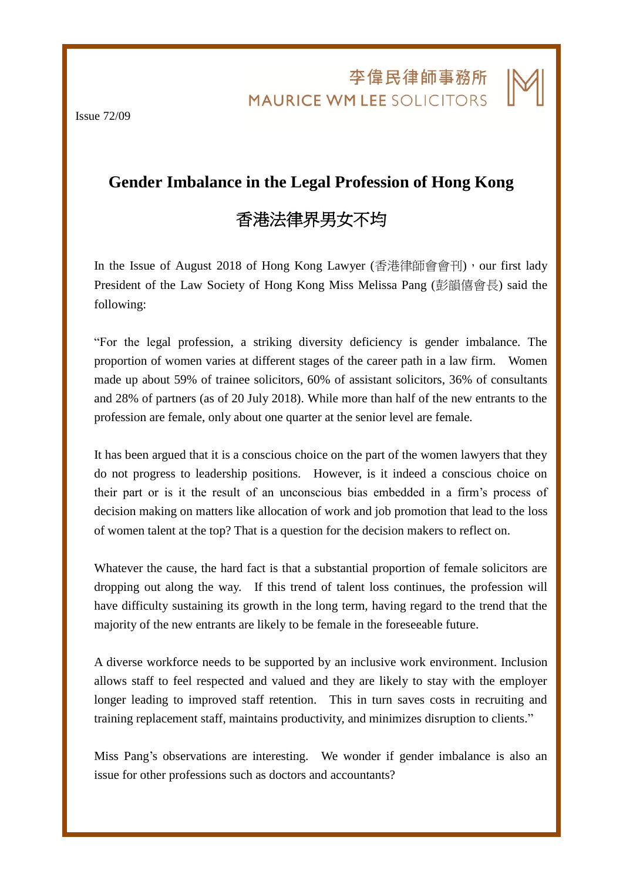李偉民律師事務所
MAURICE WM LEE SOLICITORS

Issue 72/09

# Gender Imbalance in the Legal Profession of Hong Kong

# 香港法律界男女不均

In the Issue of August 2018 of Hong Kong Lawyer (香港律師會會刊)，our first lady President of the Law Society of Hong Kong Miss Melissa Pang (彭韻僖會長) said the following:

"For the legal profession, a striking diversity deficiency is gender imbalance. The proportion of women varies at different stages of the career path in a law firm. Women made up about 59% of trainee solicitors, 60% of assistant solicitors, 36% of consultants and 28% of partners (as of 20 July 2018). While more than half of the new entrants to the profession are female, only about one quarter at the senior level are female.

It has been argued that it is a conscious choice on the part of the women lawyers that they do not progress to leadership positions. However, is it indeed a conscious choice on their part or is it the result of an unconscious bias embedded in a firm's process of decision making on matters like allocation of work and job promotion that lead to the loss of women talent at the top? That is a question for the decision makers to reflect on.

Whatever the cause, the hard fact is that a substantial proportion of female solicitors are dropping out along the way. If this trend of talent loss continues, the profession will have difficulty sustaining its growth in the long term, having regard to the trend that the majority of the new entrants are likely to be female in the foreseeable future.

A diverse workforce needs to be supported by an inclusive work environment. Inclusion allows staff to feel respected and valued and they are likely to stay with the employer longer leading to improved staff retention. This in turn saves costs in recruiting and training replacement staff, maintains productivity, and minimizes disruption to clients."

Miss Pang's observations are interesting. We wonder if gender imbalance is also an issue for other professions such as doctors and accountants?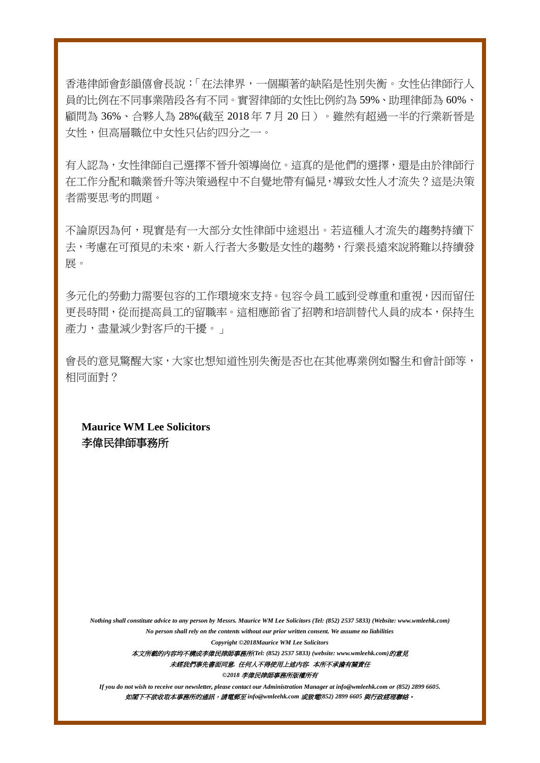香港律師會彭韻僖會長說：「在法律界，一個顯著的缺陷是性別失衡。女性佔律師行人員的比例在不同事業階段各有不同。實習律師的女性比例約為 59%、助理律師為 60%、顧問為 36%、合夥人為 28%(截至 2018 年 7 月 20 日）。雖然有超過一半的行業新晉是女性，但高層職位中女性只佔約四分之一。

有人認為，女性律師自己選擇不晉升領導崗位。這真的是他們的選擇，還是由於律師行在工作分配和職業晉升等決策過程中不自覺地帶有偏見，導致女性人才流失？這是決策者需要思考的問題。

不論原因為何，現實是有一大部分女性律師中途退出。若這種人才流失的趨勢持續下去，考慮在可預見的未來，新入行者大多數是女性的趨勢，行業長遠來說將難以持續發展。

多元化的勞動力需要包容的工作環境來支持。包容令員工感到受尊重和重視，因而留任更長時間，從而提高員工的留職率。這相應節省了招聘和培訓替代人員的成本，保持生產力，盡量減少對客戶的干擾。」

會長的意見驚醒大家，大家也想知道性別失衡是否也在其他專業例如醫生和會計師等，相同面對？

**Maurice WM Lee Solicitors**
**李偉民律師事務所**

***Nothing shall constitute advice to any person by Messrs. Maurice WM Lee Solicitors (Tel: (852) 2537 5833) (Website: www.wmleehk.com)***
***No person shall rely on the contents without our prior written consent. We assume no liabilities***
***Copyright ©2018Maurice WM Lee Solicitors***
***本文所載的內容均不構成李偉民律師事務所(Tel: (852) 2537 5833) (website: www.wmleehk.com)的意見***
***未經我們事先書面同意，任何人不得使用上述內容，本所不承擔有關責任***
***©2018 李偉民律師事務所版權所有***
***If you do not wish to receive our newsletter, please contact our Administration Manager at info@wmleehk.com or (852) 2899 6605.***
***如閣下不欲收取本事務所的通訊，請電郵至 info@wmleehk.com 或致電(852) 2899 6605 與行政經理聯絡。***